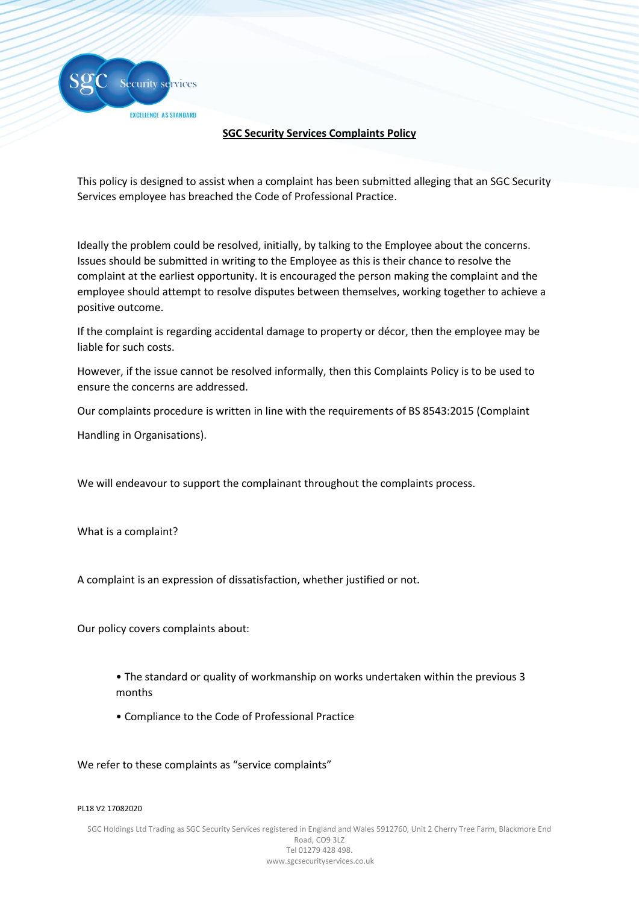# SGC Security Services Complaints Policy

This policy is designed to assist when a complaint has been submitted alleging that an SGC Security Services employee has breached the Code of Professional Practice.

Ideally the problem could be resolved, initially, by talking to the Employee about the concerns. Issues should be submitted in writing to the Employee as this is their chance to resolve the complaint at the earliest opportunity. It is encouraged the person making the complaint and the employee should attempt to resolve disputes between themselves, working together to achieve a positive outcome.

If the complaint is regarding accidental damage to property or décor, then the employee may be liable for such costs.

However, if the issue cannot be resolved informally, then this Complaints Policy is to be used to ensure the concerns are addressed.

Our complaints procedure is written in line with the requirements of BS 8543:2015 (Complaint Handling in Organisations).

We will endeavour to support the complainant throughout the complaints process.

What is a complaint?

A complaint is an expression of dissatisfaction, whether justified or not.

Our policy covers complaints about:

- The standard or quality of workmanship on works undertaken within the previous 3 months
- Compliance to the Code of Professional Practice

We refer to these complaints as "service complaints"

PL18 V2 17082020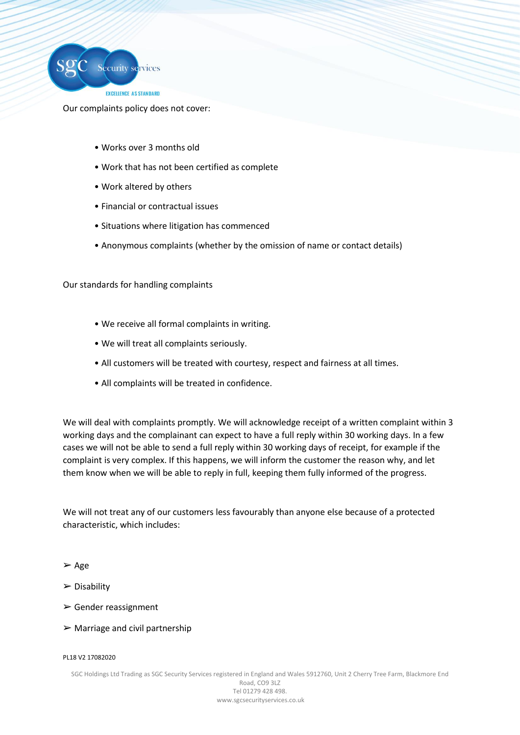Our complaints policy does not cover:

- Works over 3 months old
- Work that has not been certified as complete
- Work altered by others
- Financial or contractual issues
- Situations where litigation has commenced
- Anonymous complaints (whether by the omission of name or contact details)

Our standards for handling complaints

- We receive all formal complaints in writing.
- We will treat all complaints seriously.
- All customers will be treated with courtesy, respect and fairness at all times.
- All complaints will be treated in confidence.

We will deal with complaints promptly. We will acknowledge receipt of a written complaint within 3 working days and the complainant can expect to have a full reply within 30 working days. In a few cases we will not be able to send a full reply within 30 working days of receipt, for example if the complaint is very complex. If this happens, we will inform the customer the reason why, and let them know when we will be able to reply in full, keeping them fully informed of the progress.

We will not treat any of our customers less favourably than anyone else because of a protected characteristic, which includes:

- Age
- Disability
- Gender reassignment
- Marriage and civil partnership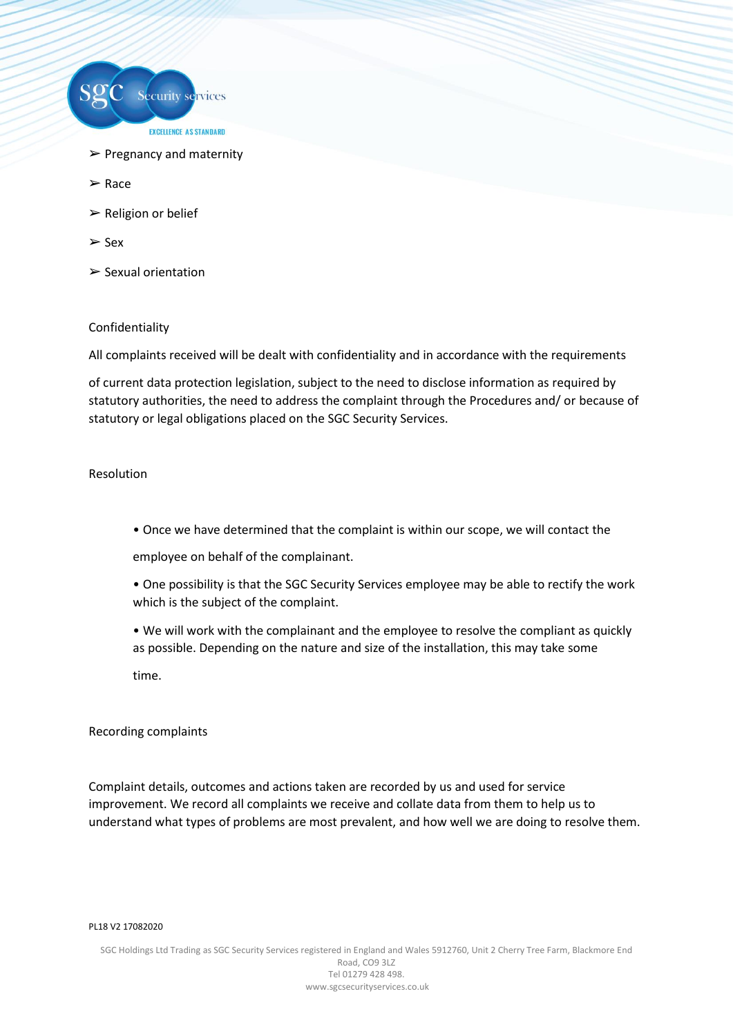- Pregnancy and maternity
- Race
- Religion or belief
- Sex
- Sexual orientation

## Confidentiality

All complaints received will be dealt with confidentiality and in accordance with the requirements of current data protection legislation, subject to the need to disclose information as required by statutory authorities, the need to address the complaint through the Procedures and/ or because of statutory or legal obligations placed on the SGC Security Services.

## Resolution

- Once we have determined that the complaint is within our scope, we will contact the employee on behalf of the complainant.
- One possibility is that the SGC Security Services employee may be able to rectify the work which is the subject of the complaint.
- We will work with the complainant and the employee to resolve the compliant as quickly as possible. Depending on the nature and size of the installation, this may take some time.

## Recording complaints

Complaint details, outcomes and actions taken are recorded by us and used for service improvement. We record all complaints we receive and collate data from them to help us to understand what types of problems are most prevalent, and how well we are doing to resolve them.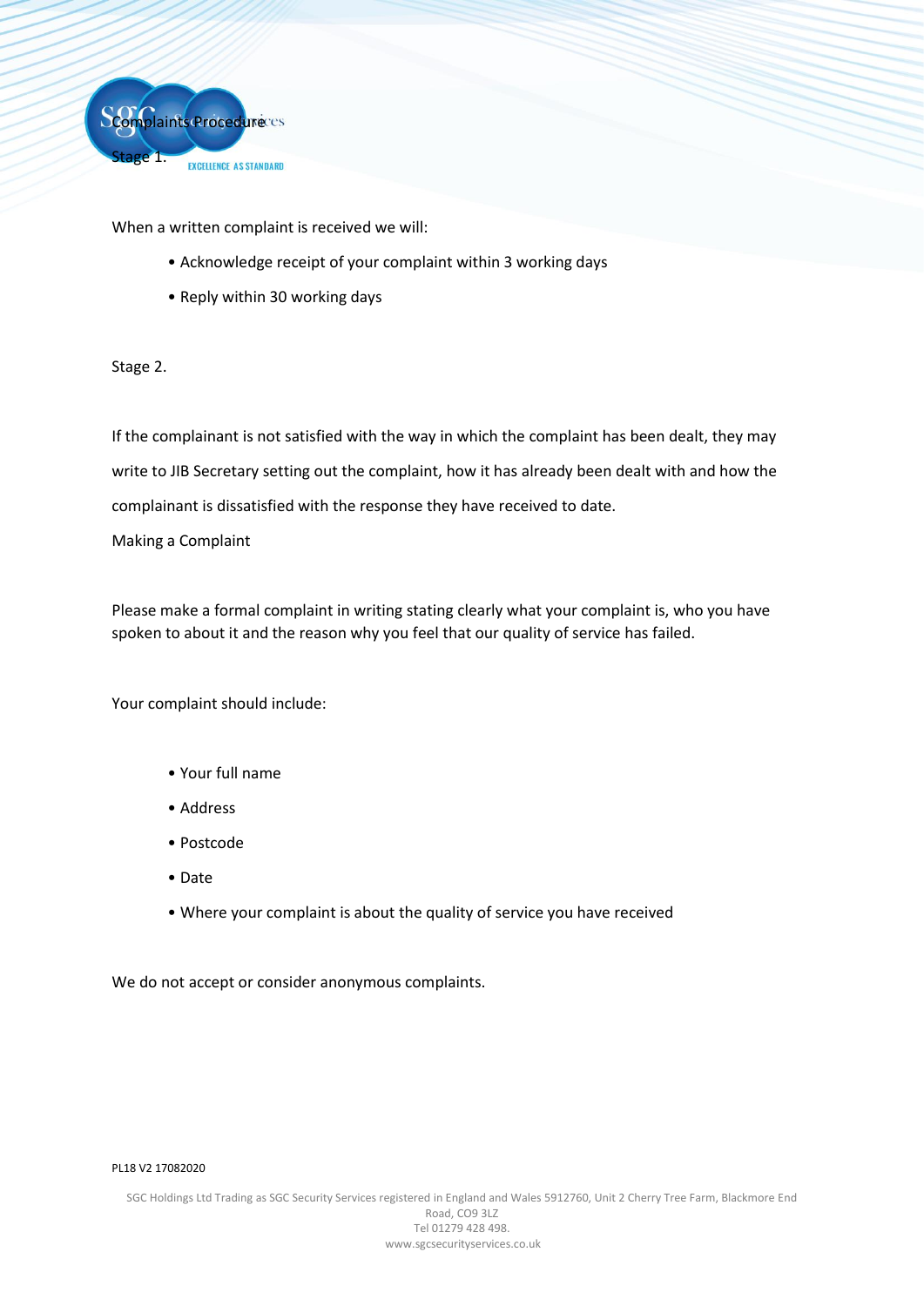# Complaints Procedure

Stage 1.

When a written complaint is received we will:

- Acknowledge receipt of your complaint within 3 working days
- Reply within 30 working days

Stage 2.

If the complainant is not satisfied with the way in which the complaint has been dealt, they may write to JIB Secretary setting out the complaint, how it has already been dealt with and how the complainant is dissatisfied with the response they have received to date.

Making a Complaint

Please make a formal complaint in writing stating clearly what your complaint is, who you have spoken to about it and the reason why you feel that our quality of service has failed.

Your complaint should include:

- Your full name
- Address
- Postcode
- Date
- Where your complaint is about the quality of service you have received

We do not accept or consider anonymous complaints.

PL18 V2 17082020

SGC Holdings Ltd Trading as SGC Security Services registered in England and Wales 5912760, Unit 2 Cherry Tree Farm, Blackmore End Road, CO9 3LZ
Tel 01279 428 498.
www.sgcsecurityservices.co.uk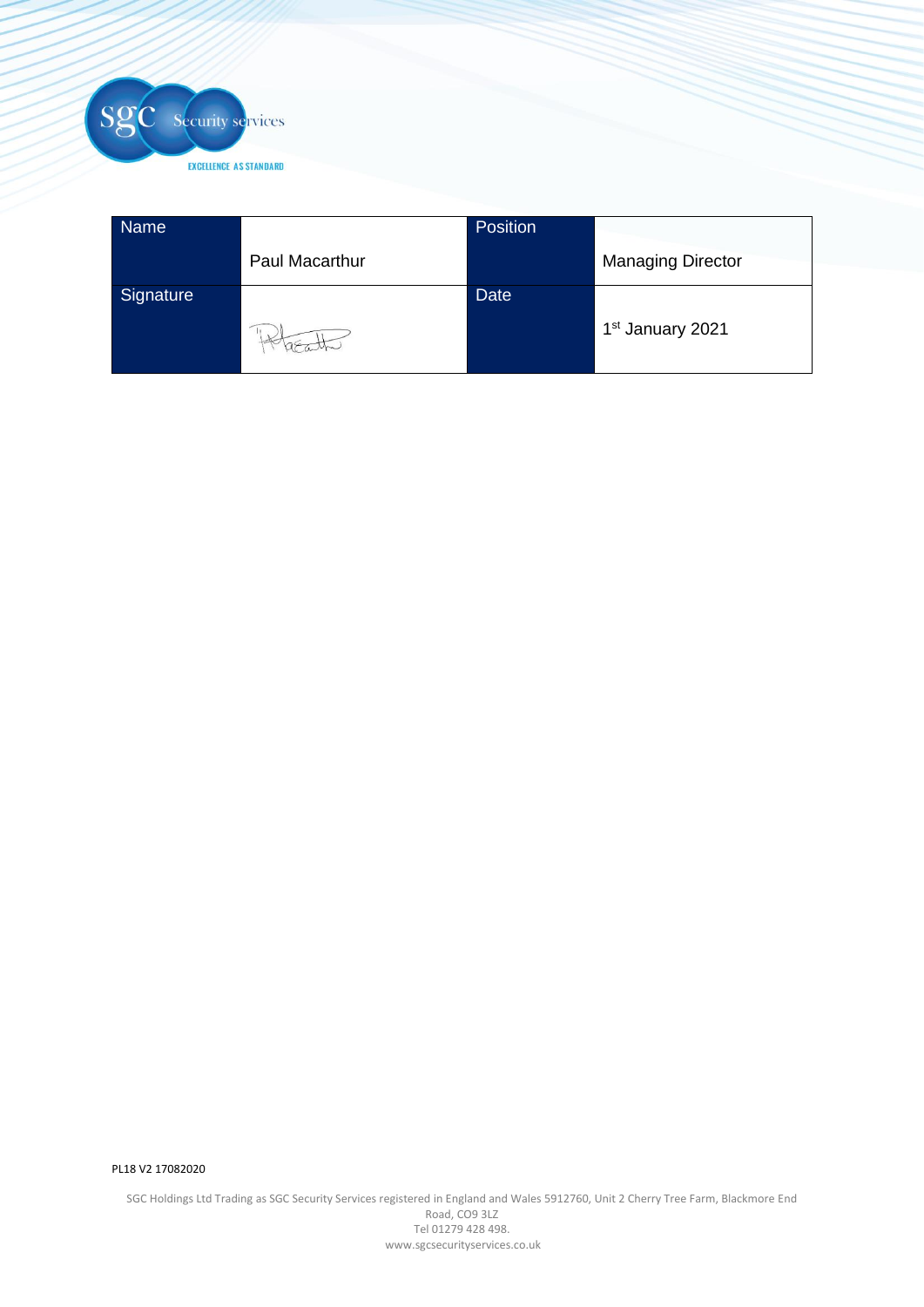| | | | |
|---|---|---|---|
| Name | Paul Macarthur | Position | Managing Director |
| Signature | | Date | 1st January 2021 |

PL18 V2 17082020

SGC Holdings Ltd Trading as SGC Security Services registered in England and Wales 5912760, Unit 2 Cherry Tree Farm, Blackmore End Road, CO9 3LZ
Tel 01279 428 498.
www.sgcsecurityservices.co.uk